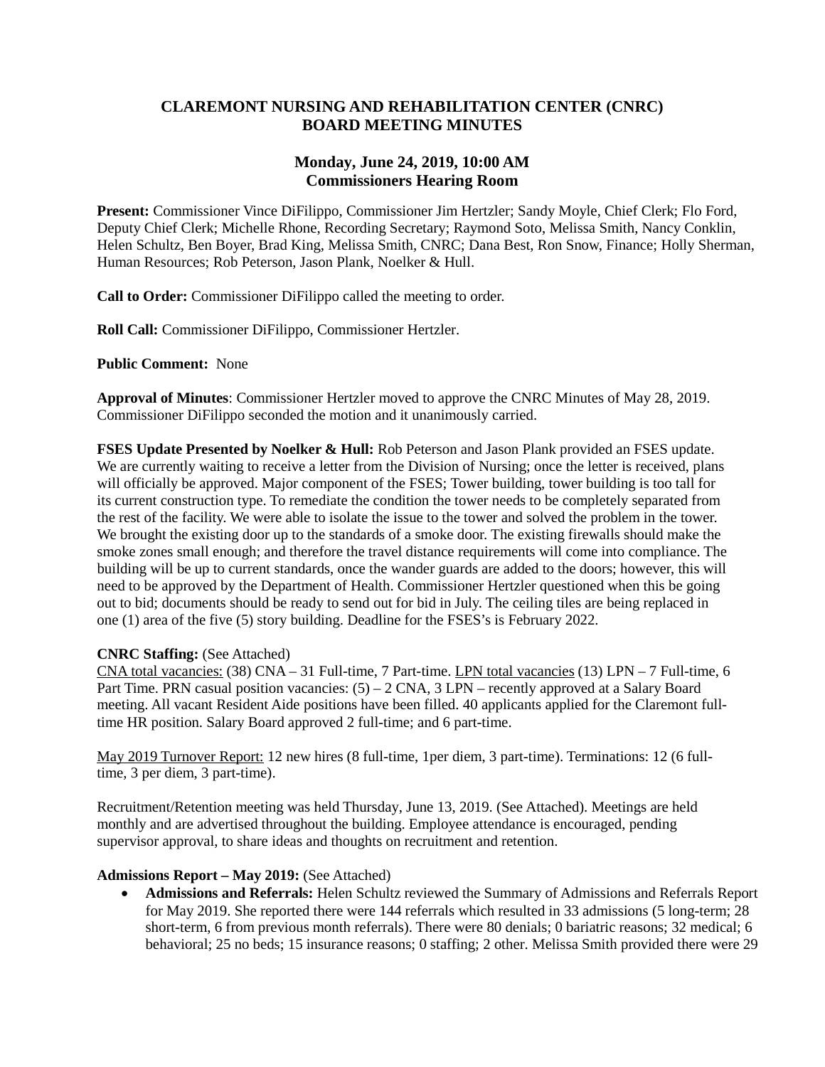# CLAREMONT NURSING AND REHABILITATION CENTER (CNRC)
# BOARD MEETING MINUTES

## Monday, June 24, 2019, 10:00 AM
## Commissioners Hearing Room

**Present:** Commissioner Vince DiFilippo, Commissioner Jim Hertzler; Sandy Moyle, Chief Clerk; Flo Ford, Deputy Chief Clerk; Michelle Rhone, Recording Secretary; Raymond Soto, Melissa Smith, Nancy Conklin, Helen Schultz, Ben Boyer, Brad King, Melissa Smith, CNRC; Dana Best, Ron Snow, Finance; Holly Sherman, Human Resources; Rob Peterson, Jason Plank, Noelker & Hull.

**Call to Order:** Commissioner DiFilippo called the meeting to order.

**Roll Call:** Commissioner DiFilippo, Commissioner Hertzler.

**Public Comment:** None

**Approval of Minutes**: Commissioner Hertzler moved to approve the CNRC Minutes of May 28, 2019. Commissioner DiFilippo seconded the motion and it unanimously carried.

**FSES Update Presented by Noelker & Hull:** Rob Peterson and Jason Plank provided an FSES update. We are currently waiting to receive a letter from the Division of Nursing; once the letter is received, plans will officially be approved. Major component of the FSES; Tower building, tower building is too tall for its current construction type. To remediate the condition the tower needs to be completely separated from the rest of the facility. We were able to isolate the issue to the tower and solved the problem in the tower. We brought the existing door up to the standards of a smoke door. The existing firewalls should make the smoke zones small enough; and therefore the travel distance requirements will come into compliance. The building will be up to current standards, once the wander guards are added to the doors; however, this will need to be approved by the Department of Health. Commissioner Hertzler questioned when this be going out to bid; documents should be ready to send out for bid in July. The ceiling tiles are being replaced in one (1) area of the five (5) story building. Deadline for the FSES's is February 2022.

**CNRC Staffing:** (See Attached)
CNA total vacancies: (38) CNA – 31 Full-time, 7 Part-time. LPN total vacancies (13) LPN – 7 Full-time, 6 Part Time. PRN casual position vacancies: (5) – 2 CNA, 3 LPN – recently approved at a Salary Board meeting. All vacant Resident Aide positions have been filled. 40 applicants applied for the Claremont full-time HR position. Salary Board approved 2 full-time; and 6 part-time.

May 2019 Turnover Report: 12 new hires (8 full-time, 1per diem, 3 part-time). Terminations: 12 (6 full-time, 3 per diem, 3 part-time).

Recruitment/Retention meeting was held Thursday, June 13, 2019. (See Attached). Meetings are held monthly and are advertised throughout the building. Employee attendance is encouraged, pending supervisor approval, to share ideas and thoughts on recruitment and retention.

**Admissions Report – May 2019:** (See Attached)

- **Admissions and Referrals:** Helen Schultz reviewed the Summary of Admissions and Referrals Report for May 2019. She reported there were 144 referrals which resulted in 33 admissions (5 long-term; 28 short-term, 6 from previous month referrals). There were 80 denials; 0 bariatric reasons; 32 medical; 6 behavioral; 25 no beds; 15 insurance reasons; 0 staffing; 2 other. Melissa Smith provided there were 29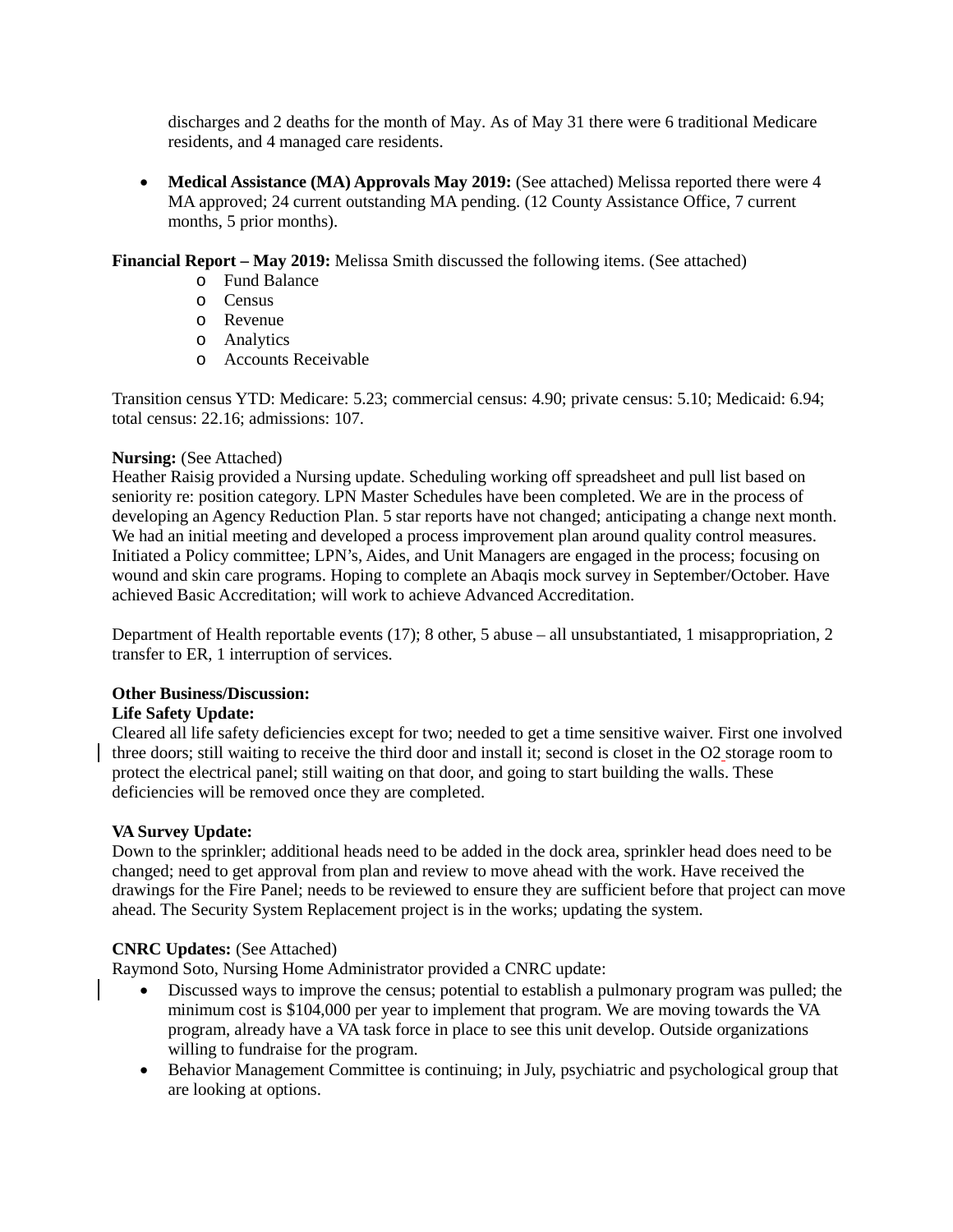discharges and 2 deaths for the month of May. As of May 31 there were 6 traditional Medicare residents, and 4 managed care residents.

- **Medical Assistance (MA) Approvals May 2019:** (See attached) Melissa reported there were 4 MA approved; 24 current outstanding MA pending. (12 County Assistance Office, 7 current months, 5 prior months).

**Financial Report – May 2019:** Melissa Smith discussed the following items. (See attached)

- Fund Balance
- Census
- Revenue
- Analytics
- Accounts Receivable

Transition census YTD: Medicare: 5.23; commercial census: 4.90; private census: 5.10; Medicaid: 6.94; total census: 22.16; admissions: 107.

**Nursing:** (See Attached)
Heather Raisig provided a Nursing update. Scheduling working off spreadsheet and pull list based on seniority re: position category. LPN Master Schedules have been completed. We are in the process of developing an Agency Reduction Plan. 5 star reports have not changed; anticipating a change next month. We had an initial meeting and developed a process improvement plan around quality control measures. Initiated a Policy committee; LPN's, Aides, and Unit Managers are engaged in the process; focusing on wound and skin care programs. Hoping to complete an Abaqis mock survey in September/October. Have achieved Basic Accreditation; will work to achieve Advanced Accreditation.

Department of Health reportable events (17); 8 other, 5 abuse – all unsubstantiated, 1 misappropriation, 2 transfer to ER, 1 interruption of services.

**Other Business/Discussion:**

**Life Safety Update:**
Cleared all life safety deficiencies except for two; needed to get a time sensitive waiver. First one involved three doors; still waiting to receive the third door and install it; second is closet in the O2 storage room to protect the electrical panel; still waiting on that door, and going to start building the walls. These deficiencies will be removed once they are completed.

**VA Survey Update:**
Down to the sprinkler; additional heads need to be added in the dock area, sprinkler head does need to be changed; need to get approval from plan and review to move ahead with the work. Have received the drawings for the Fire Panel; needs to be reviewed to ensure they are sufficient before that project can move ahead. The Security System Replacement project is in the works; updating the system.

**CNRC Updates:** (See Attached)
Raymond Soto, Nursing Home Administrator provided a CNRC update:

- Discussed ways to improve the census; potential to establish a pulmonary program was pulled; the minimum cost is $104,000 per year to implement that program. We are moving towards the VA program, already have a VA task force in place to see this unit develop. Outside organizations willing to fundraise for the program.
- Behavior Management Committee is continuing; in July, psychiatric and psychological group that are looking at options.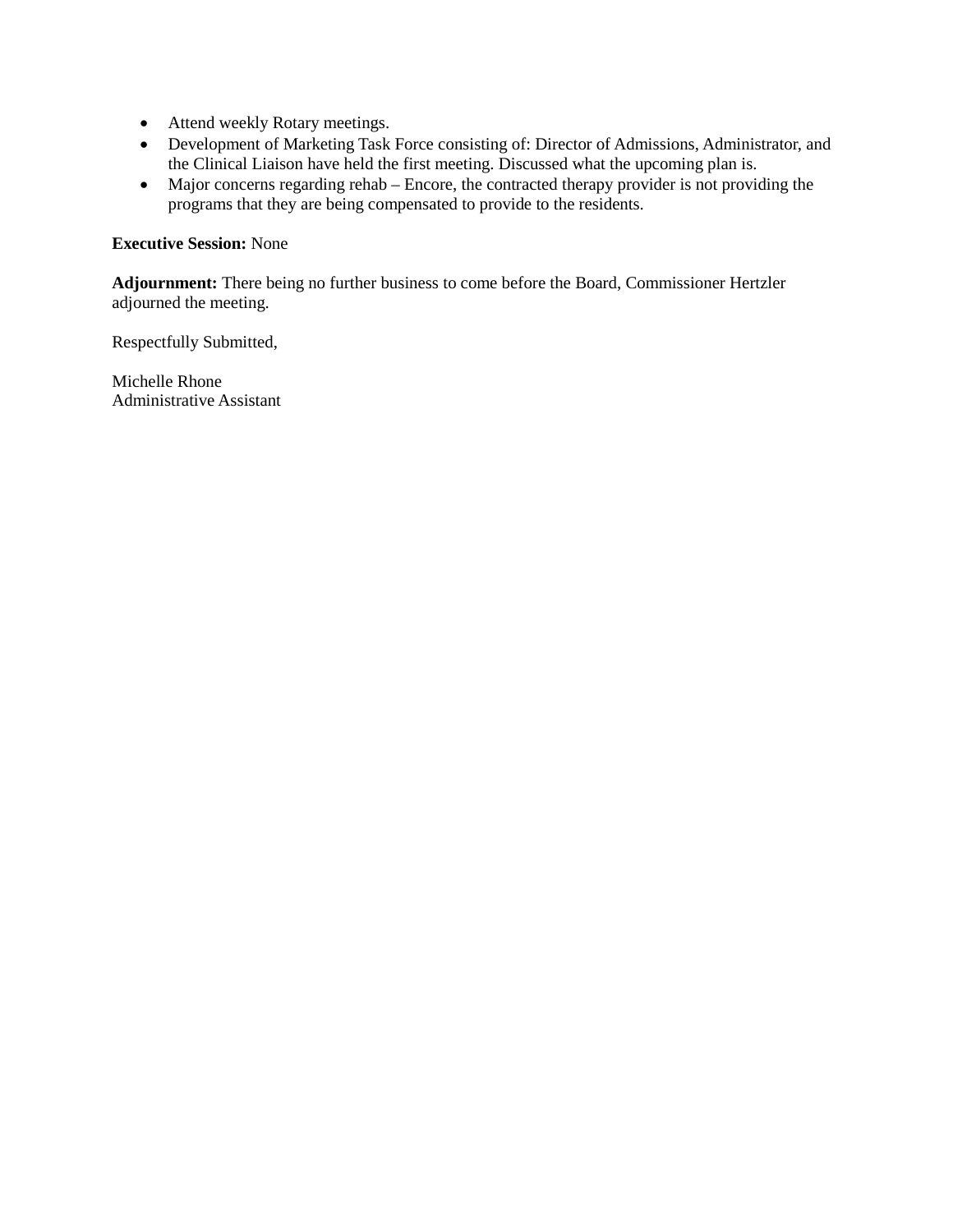- Attend weekly Rotary meetings.
- Development of Marketing Task Force consisting of: Director of Admissions, Administrator, and the Clinical Liaison have held the first meeting. Discussed what the upcoming plan is.
- Major concerns regarding rehab – Encore, the contracted therapy provider is not providing the programs that they are being compensated to provide to the residents.

**Executive Session:** None

**Adjournment:** There being no further business to come before the Board, Commissioner Hertzler adjourned the meeting.

Respectfully Submitted,

Michelle Rhone
Administrative Assistant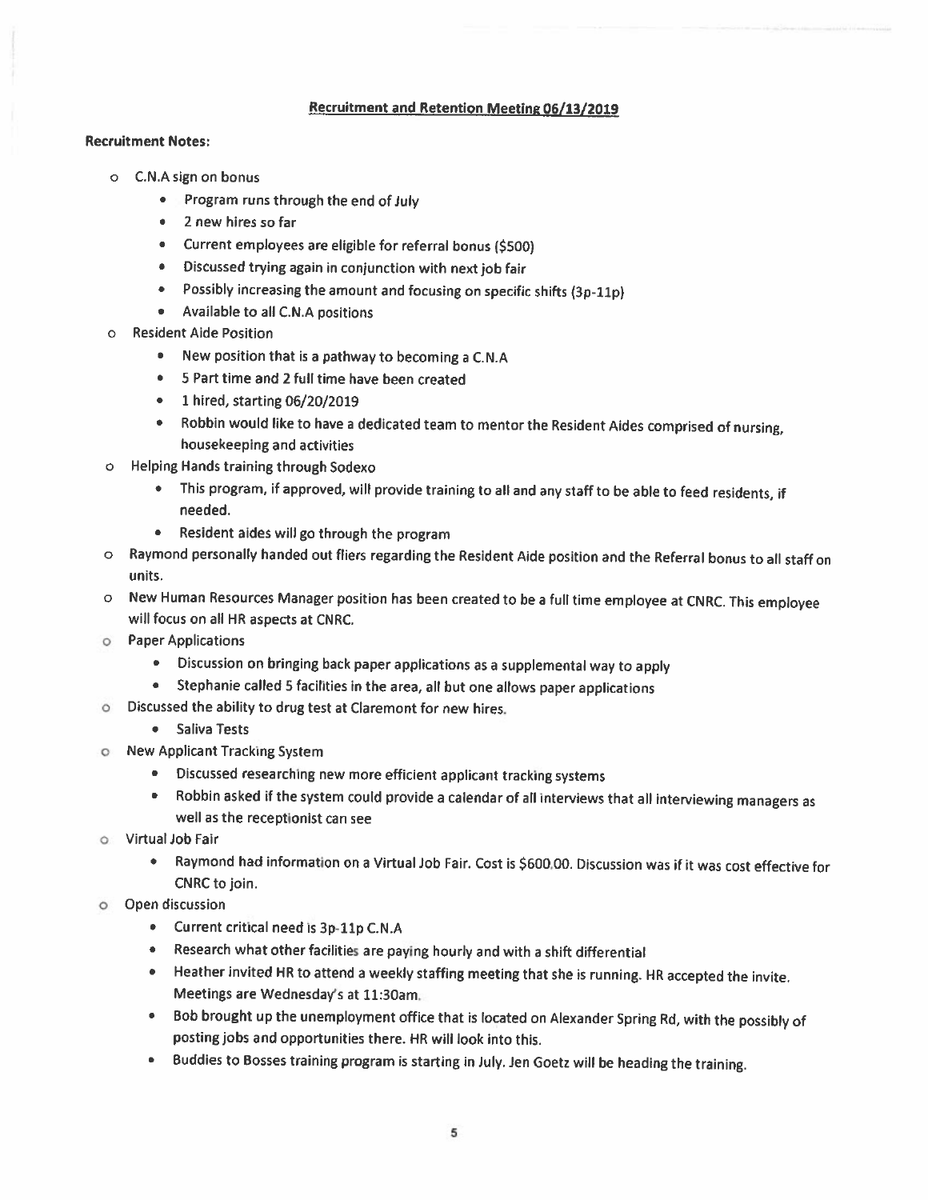## Recruitment and Retention Meeting 06/13/2019

**Recruitment Notes:**

- C.N.A sign on bonus
    - Program runs through the end of July
    - 2 new hires so far
    - Current employees are eligible for referral bonus ($500)
    - Discussed trying again in conjunction with next job fair
    - Possibly increasing the amount and focusing on specific shifts (3p-11p)
    - Available to all C.N.A positions
- Resident Aide Position
    - New position that is a pathway to becoming a C.N.A
    - 5 Part time and 2 full time have been created
    - 1 hired, starting 06/20/2019
    - Robbin would like to have a dedicated team to mentor the Resident Aides comprised of nursing, housekeeping and activities
- Helping Hands training through Sodexo
    - This program, if approved, will provide training to all and any staff to be able to feed residents, if needed.
    - Resident aides will go through the program
- Raymond personally handed out fliers regarding the Resident Aide position and the Referral bonus to all staff on units.
- New Human Resources Manager position has been created to be a full time employee at CNRC. This employee will focus on all HR aspects at CNRC.
- Paper Applications
    - Discussion on bringing back paper applications as a supplemental way to apply
    - Stephanie called 5 facilities in the area, all but one allows paper applications
- Discussed the ability to drug test at Claremont for new hires.
    - Saliva Tests
- New Applicant Tracking System
    - Discussed researching new more efficient applicant tracking systems
    - Robbin asked if the system could provide a calendar of all interviews that all interviewing managers as well as the receptionist can see
- Virtual Job Fair
    - Raymond had information on a Virtual Job Fair. Cost is $600.00. Discussion was if it was cost effective for CNRC to join.
- Open discussion
    - Current critical need is 3p-11p C.N.A
    - Research what other facilities are paying hourly and with a shift differential
    - Heather invited HR to attend a weekly staffing meeting that she is running. HR accepted the invite. Meetings are Wednesday's at 11:30am.
    - Bob brought up the unemployment office that is located on Alexander Spring Rd, with the possibly of posting jobs and opportunities there. HR will look into this.
    - Buddies to Bosses training program is starting in July. Jen Goetz will be heading the training.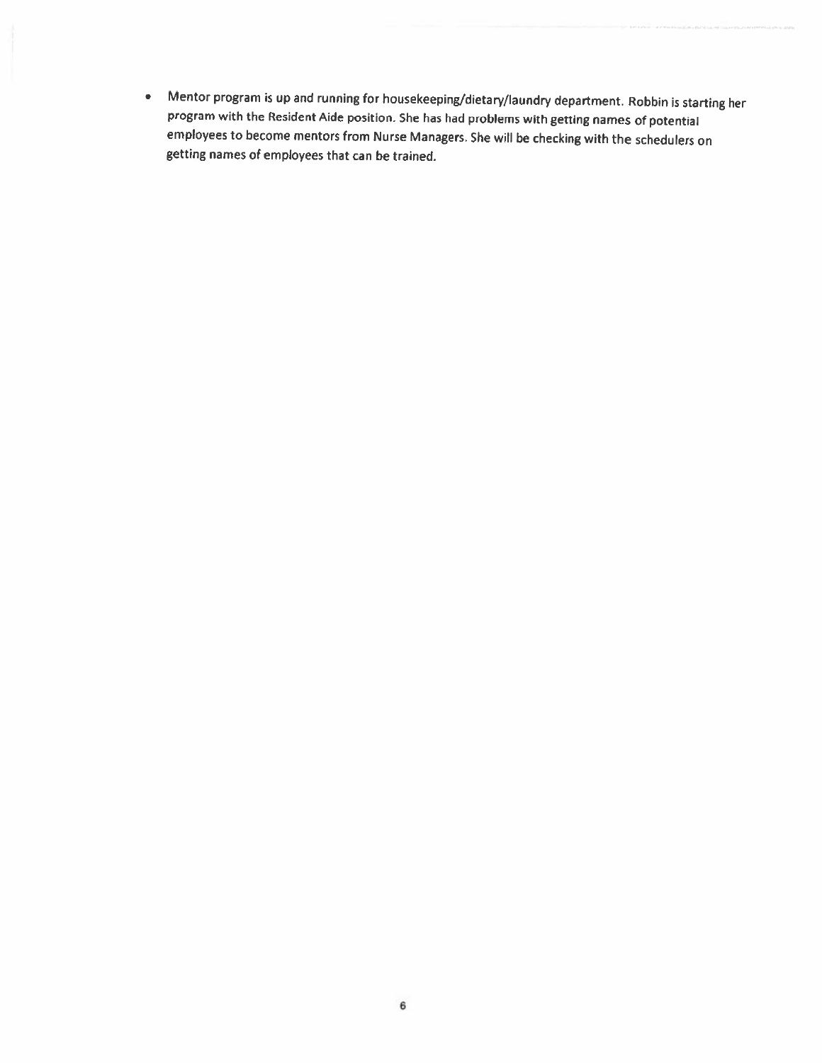- Mentor program is up and running for housekeeping/dietary/laundry department. Robbin is starting her program with the Resident Aide position. She has had problems with getting names of potential employees to become mentors from Nurse Managers. She will be checking with the schedulers on getting names of employees that can be trained.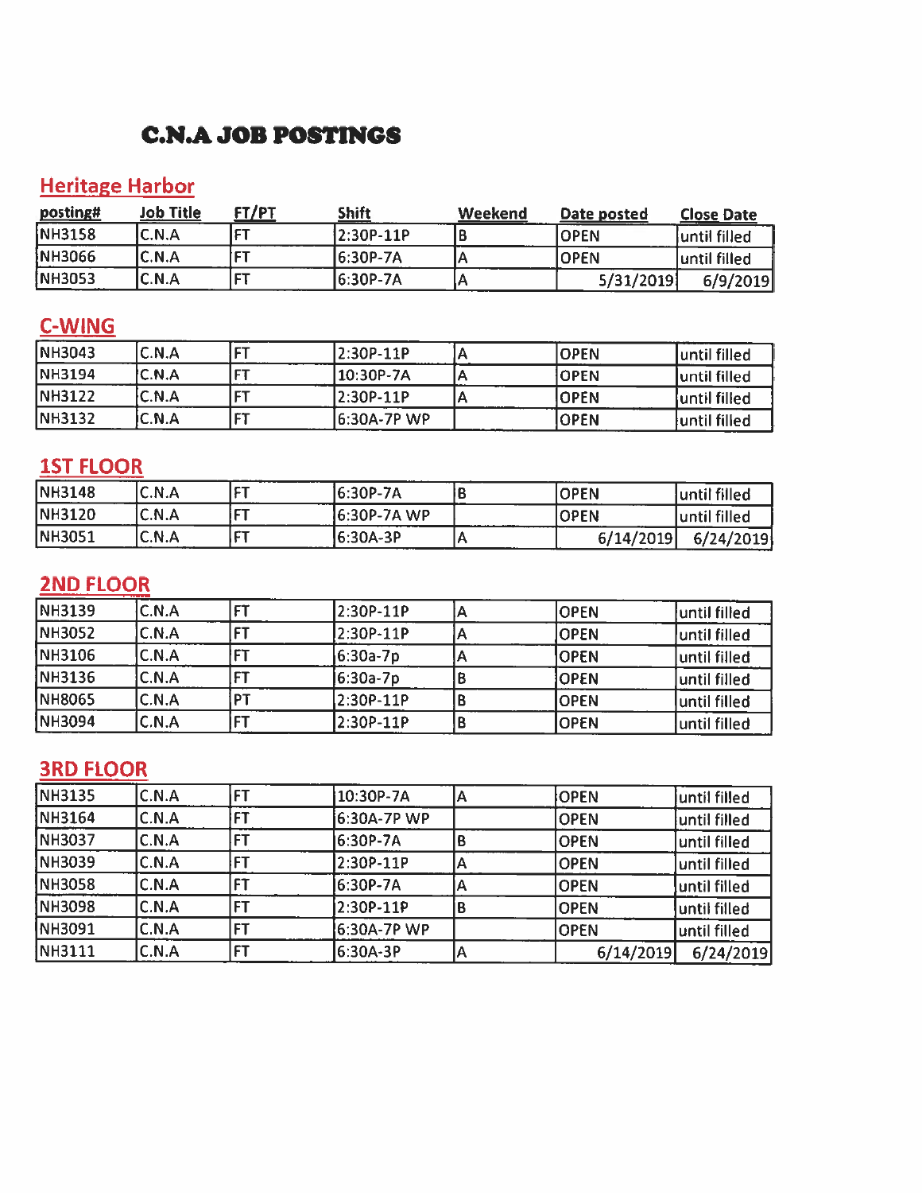# C.N.A JOB POSTINGS

## Heritage Harbor

| posting# | Job Title | FT/PT | Shift | Weekend | Date posted | Close Date |
|---|---|---|---|---|---|---|
| NH3158 | C.N.A | FT | 2:30P-11P | B | OPEN | until filled |
| NH3066 | C.N.A | FT | 6:30P-7A | A | OPEN | until filled |
| NH3053 | C.N.A | FT | 6:30P-7A | A | 5/31/2019 | 6/9/2019 |

## C-WING

| posting# | Job Title | FT/PT | Shift | Weekend | Date posted | Close Date |
|---|---|---|---|---|---|---|
| NH3043 | C.N.A | FT | 2:30P-11P | A | OPEN | until filled |
| NH3194 | C.N.A | FT | 10:30P-7A | A | OPEN | until filled |
| NH3122 | C.N.A | FT | 2:30P-11P | A | OPEN | until filled |
| NH3132 | C.N.A | FT | 6:30A-7P WP | | OPEN | until filled |

## 1ST FLOOR

| posting# | Job Title | FT/PT | Shift | Weekend | Date posted | Close Date |
|---|---|---|---|---|---|---|
| NH3148 | C.N.A | FT | 6:30P-7A | B | OPEN | until filled |
| NH3120 | C.N.A | FT | 6:30P-7A WP | | OPEN | until filled |
| NH3051 | C.N.A | FT | 6:30A-3P | A | 6/14/2019 | 6/24/2019 |

## 2ND FLOOR

| posting# | Job Title | FT/PT | Shift | Weekend | Date posted | Close Date |
|---|---|---|---|---|---|---|
| NH3139 | C.N.A | FT | 2:30P-11P | A | OPEN | until filled |
| NH3052 | C.N.A | FT | 2:30P-11P | A | OPEN | until filled |
| NH3106 | C.N.A | FT | 6:30a-7p | A | OPEN | until filled |
| NH3136 | C.N.A | FT | 6:30a-7p | B | OPEN | until filled |
| NH8065 | C.N.A | PT | 2:30P-11P | B | OPEN | until filled |
| NH3094 | C.N.A | FT | 2:30P-11P | B | OPEN | until filled |

## 3RD FLOOR

| posting# | Job Title | FT/PT | Shift | Weekend | Date posted | Close Date |
|---|---|---|---|---|---|---|
| NH3135 | C.N.A | FT | 10:30P-7A | A | OPEN | until filled |
| NH3164 | C.N.A | FT | 6:30A-7P WP | | OPEN | until filled |
| NH3037 | C.N.A | FT | 6:30P-7A | B | OPEN | until filled |
| NH3039 | C.N.A | FT | 2:30P-11P | A | OPEN | until filled |
| NH3058 | C.N.A | FT | 6:30P-7A | A | OPEN | until filled |
| NH3098 | C.N.A | FT | 2:30P-11P | B | OPEN | until filled |
| NH3091 | C.N.A | FT | 6:30A-7P WP | | OPEN | until filled |
| NH3111 | C.N.A | FT | 6:30A-3P | A | 6/14/2019 | 6/24/2019 |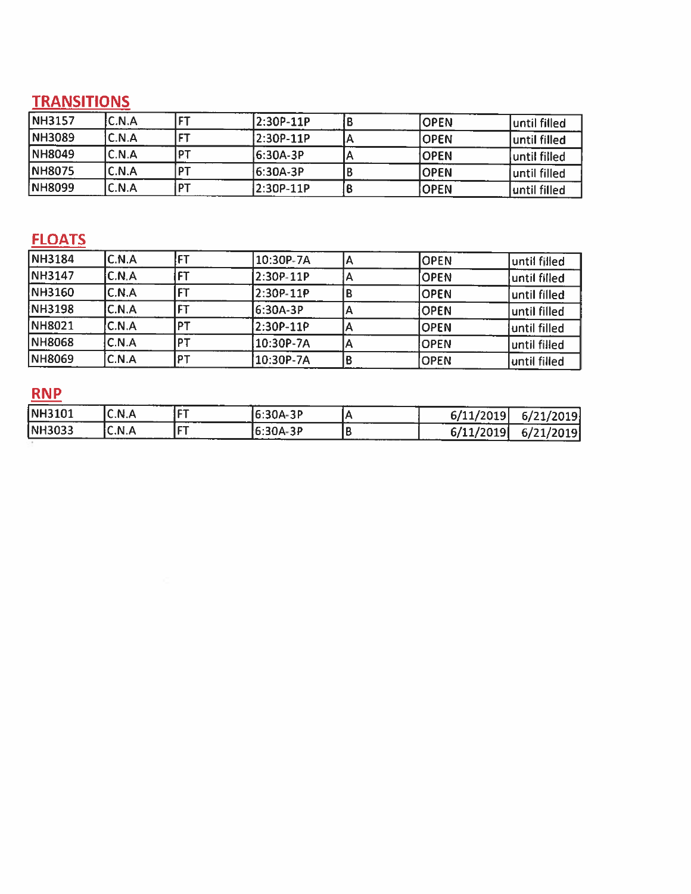## TRANSITIONS

| | | | | | | |
|---|---|---|---|---|---|---|
| NH3157 | C.N.A | FT | 2:30P-11P | B | OPEN | until filled |
| NH3089 | C.N.A | FT | 2:30P-11P | A | OPEN | until filled |
| NH8049 | C.N.A | PT | 6:30A-3P | A | OPEN | until filled |
| NH8075 | C.N.A | PT | 6:30A-3P | B | OPEN | until filled |
| NH8099 | C.N.A | PT | 2:30P-11P | B | OPEN | until filled |

## FLOATS

| | | | | | | |
|---|---|---|---|---|---|---|
| NH3184 | C.N.A | FT | 10:30P-7A | A | OPEN | until filled |
| NH3147 | C.N.A | FT | 2:30P-11P | A | OPEN | until filled |
| NH3160 | C.N.A | FT | 2:30P-11P | B | OPEN | until filled |
| NH3198 | C.N.A | FT | 6:30A-3P | A | OPEN | until filled |
| NH8021 | C.N.A | PT | 2:30P-11P | A | OPEN | until filled |
| NH8068 | C.N.A | PT | 10:30P-7A | A | OPEN | until filled |
| NH8069 | C.N.A | PT | 10:30P-7A | B | OPEN | until filled |

## RNP

| | | | | | | |
|---|---|---|---|---|---|---|
| NH3101 | C.N.A | FT | 6:30A-3P | A | 6/11/2019 | 6/21/2019 |
| NH3033 | C.N.A | FT | 6:30A-3P | B | 6/11/2019 | 6/21/2019 |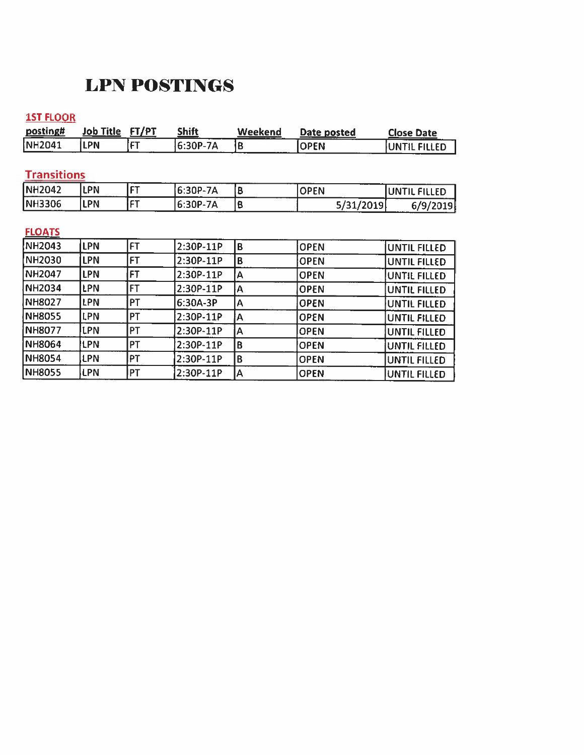# LPN POSTINGS

## 1ST FLOOR

| posting# | Job Title | FT/PT | Shift | Weekend | Date posted | Close Date |
|---|---|---|---|---|---|---|
| NH2041 | LPN | FT | 6:30P-7A | B | OPEN | UNTIL FILLED |

## Transitions

| posting# | Job Title | FT/PT | Shift | Weekend | Date posted | Close Date |
|---|---|---|---|---|---|---|
| NH2042 | LPN | FT | 6:30P-7A | B | OPEN | UNTIL FILLED |
| NH3306 | LPN | FT | 6:30P-7A | B | 5/31/2019 | 6/9/2019 |

## FLOATS

| posting# | Job Title | FT/PT | Shift | Weekend | Date posted | Close Date |
|---|---|---|---|---|---|---|
| NH2043 | LPN | FT | 2:30P-11P | B | OPEN | UNTIL FILLED |
| NH2030 | LPN | FT | 2:30P-11P | B | OPEN | UNTIL FILLED |
| NH2047 | LPN | FT | 2:30P-11P | A | OPEN | UNTIL FILLED |
| NH2034 | LPN | FT | 2:30P-11P | A | OPEN | UNTIL FILLED |
| NH8027 | LPN | PT | 6:30A-3P | A | OPEN | UNTIL FILLED |
| NH8055 | LPN | PT | 2:30P-11P | A | OPEN | UNTIL FILLED |
| NH8077 | LPN | PT | 2:30P-11P | A | OPEN | UNTIL FILLED |
| NH8064 | LPN | PT | 2:30P-11P | B | OPEN | UNTIL FILLED |
| NH8054 | LPN | PT | 2:30P-11P | B | OPEN | UNTIL FILLED |
| NH8055 | LPN | PT | 2:30P-11P | A | OPEN | UNTIL FILLED |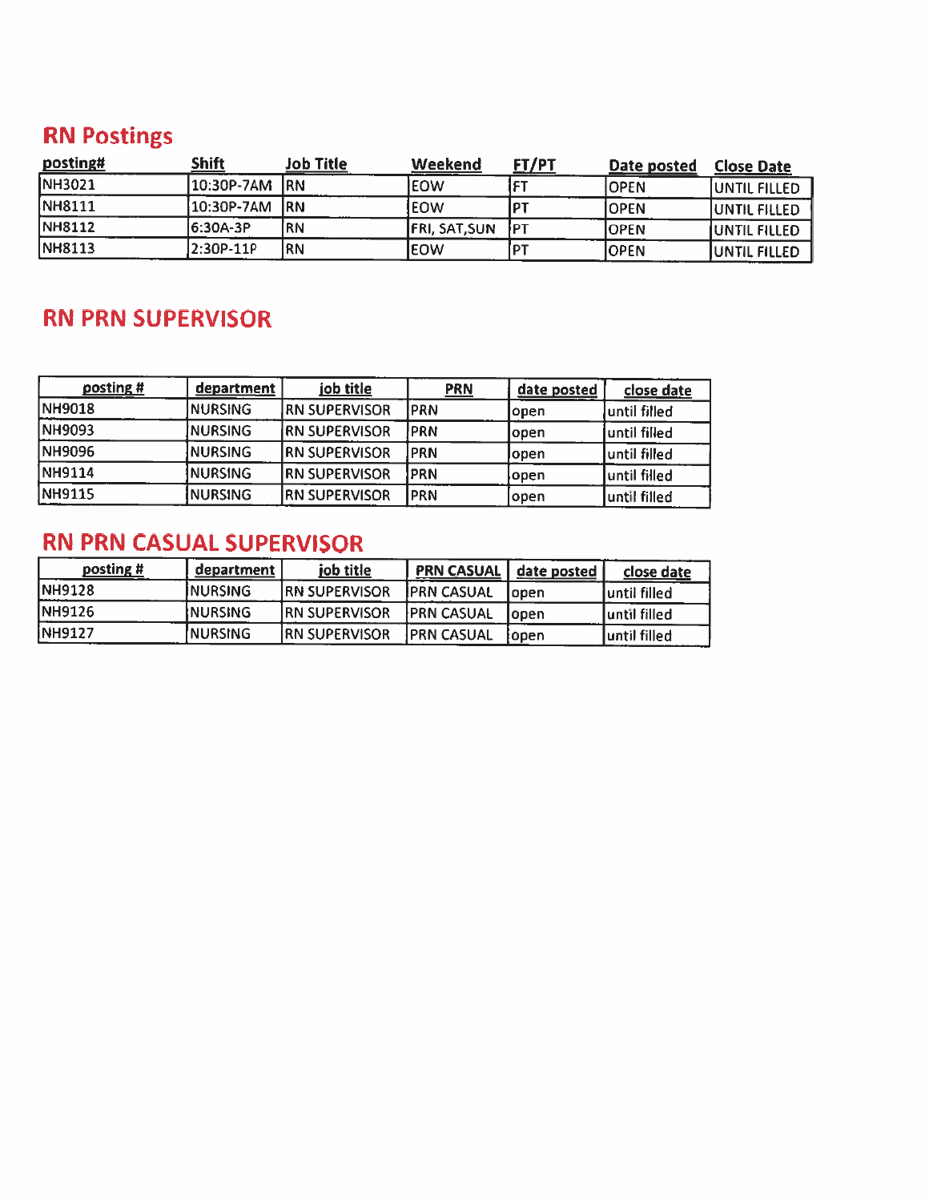## RN Postings

| posting# | Shift | Job Title | Weekend | FT/PT | Date posted | Close Date |
|---|---|---|---|---|---|---|
| NH3021 | 10:30P-7AM | RN | EOW | FT | OPEN | UNTIL FILLED |
| NH8111 | 10:30P-7AM | RN | EOW | PT | OPEN | UNTIL FILLED |
| NH8112 | 6:30A-3P | RN | FRI, SAT,SUN | PT | OPEN | UNTIL FILLED |
| NH8113 | 2:30P-11P | RN | EOW | PT | OPEN | UNTIL FILLED |

## RN PRN SUPERVISOR

| posting # | department | job title | PRN | date posted | close date |
|---|---|---|---|---|---|
| NH9018 | NURSING | RN SUPERVISOR | PRN | open | until filled |
| NH9093 | NURSING | RN SUPERVISOR | PRN | open | until filled |
| NH9096 | NURSING | RN SUPERVISOR | PRN | open | until filled |
| NH9114 | NURSING | RN SUPERVISOR | PRN | open | until filled |
| NH9115 | NURSING | RN SUPERVISOR | PRN | open | until filled |

## RN PRN CASUAL SUPERVISOR

| posting # | department | job title | PRN CASUAL | date posted | close date |
|---|---|---|---|---|---|
| NH9128 | NURSING | RN SUPERVISOR | PRN CASUAL | open | until filled |
| NH9126 | NURSING | RN SUPERVISOR | PRN CASUAL | open | until filled |
| NH9127 | NURSING | RN SUPERVISOR | PRN CASUAL | open | until filled |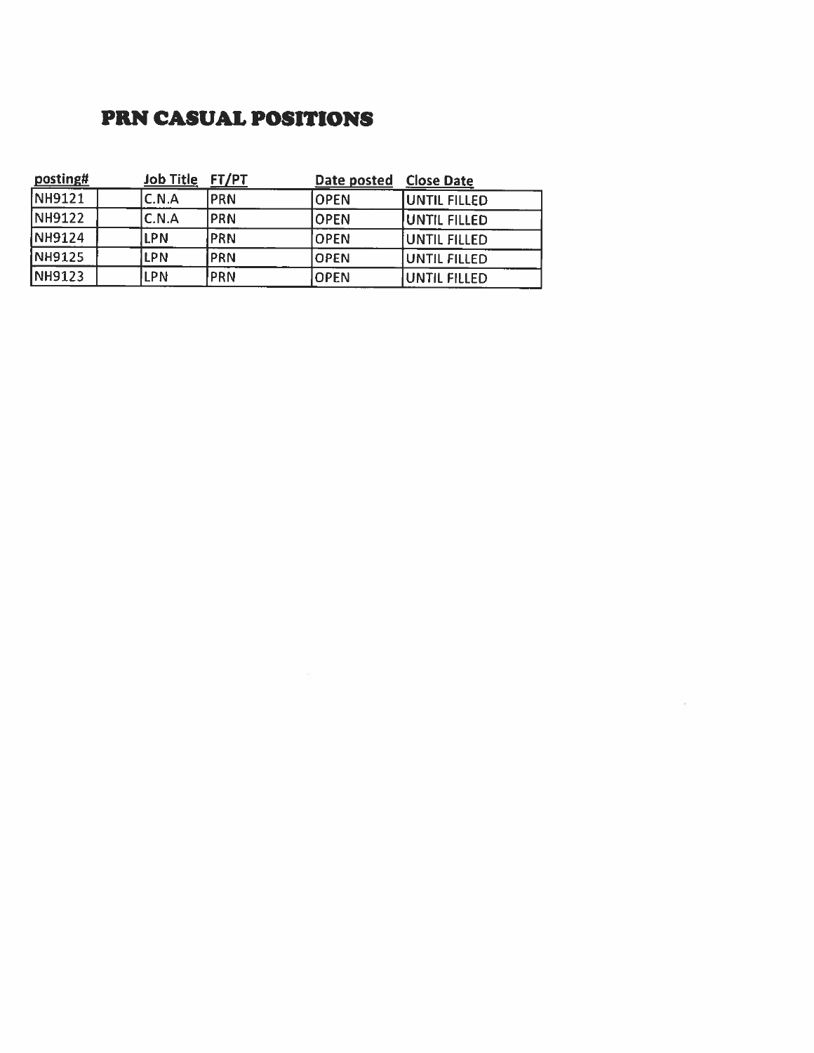# PRN CASUAL POSITIONS

| posting# | Job Title | FT/PT | Date posted | Close Date |
|---|---|---|---|---|
| NH9121 | C.N.A | PRN | OPEN | UNTIL FILLED |
| NH9122 | C.N.A | PRN | OPEN | UNTIL FILLED |
| NH9124 | LPN | PRN | OPEN | UNTIL FILLED |
| NH9125 | LPN | PRN | OPEN | UNTIL FILLED |
| NH9123 | LPN | PRN | OPEN | UNTIL FILLED |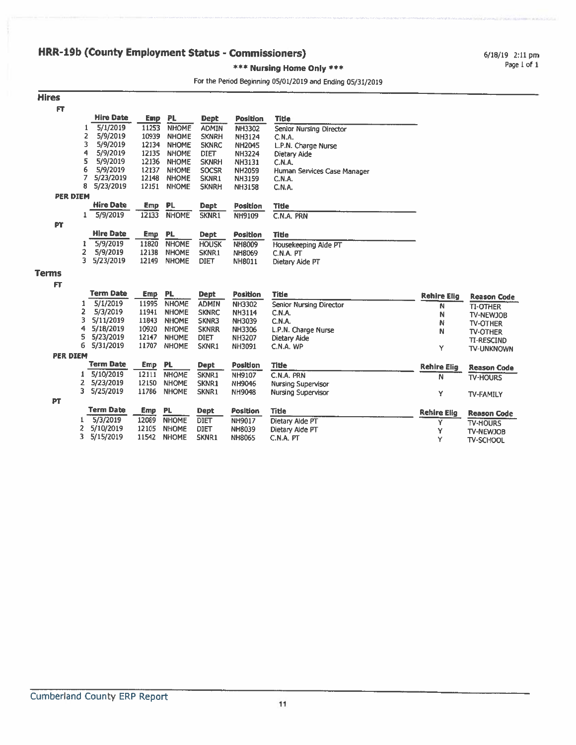# HRR-19b (County Employment Status - Commissioners)

**\*\*\* Nursing Home Only \*\*\***

For the Period Beginning 05/01/2019 and Ending 05/31/2019

## Hires

### FT

| | Hire Date | Emp | PL | Dept | Position | Title |
|---|---|---|---|---|---|---|
| 1 | 5/1/2019 | 11253 | NHOME | ADMIN | NH3302 | Senior Nursing Director |
| 2 | 5/9/2019 | 10939 | NHOME | SKNRH | NH3124 | C.N.A. |
| 3 | 5/9/2019 | 12134 | NHOME | SKNRC | NH2045 | L.P.N. Charge Nurse |
| 4 | 5/9/2019 | 12135 | NHOME | DIET | NH3224 | Dietary Aide |
| 5 | 5/9/2019 | 12136 | NHOME | SKNRH | NH3131 | C.N.A. |
| 6 | 5/9/2019 | 12137 | NHOME | SOCSR | NH2059 | Human Services Case Manager |
| 7 | 5/23/2019 | 12148 | NHOME | SKNR1 | NH3159 | C.N.A. |
| 8 | 5/23/2019 | 12151 | NHOME | SKNRH | NH3158 | C.N.A. |

### PER DIEM

| | Hire Date | Emp | PL | Dept | Position | Title |
|---|---|---|---|---|---|---|
| 1 | 5/9/2019 | 12133 | NHOME | SKNR1 | NH9109 | C.N.A. PRN |

### PT

| | Hire Date | Emp | PL | Dept | Position | Title |
|---|---|---|---|---|---|---|
| 1 | 5/9/2019 | 11820 | NHOME | HOUSK | NH8009 | Housekeeping Aide PT |
| 2 | 5/9/2019 | 12138 | NHOME | SKNR1 | NH8069 | C.N.A. PT |
| 3 | 5/23/2019 | 12149 | NHOME | DIET | NH8011 | Dietary Aide PT |

## Terms

### FT

| | Term Date | Emp | PL | Dept | Position | Title | Rehire Elig | Reason Code |
|---|---|---|---|---|---|---|---|---|
| 1 | 5/1/2019 | 11995 | NHOME | ADMIN | NH3302 | Senior Nursing Director | N | TI-OTHER |
| 2 | 5/3/2019 | 11941 | NHOME | SKNRC | NH3114 | C.N.A. | N | TV-NEWJOB |
| 3 | 5/11/2019 | 11843 | NHOME | SKNR3 | NH3039 | C.N.A. | N | TV-OTHER |
| 4 | 5/18/2019 | 10920 | NHOME | SKNRR | NH3306 | L.P.N. Charge Nurse | N | TV-OTHER |
| 5 | 5/23/2019 | 12147 | NHOME | DIET | NH3207 | Dietary Aide | | TI-RESCIND |
| 6 | 5/31/2019 | 11707 | NHOME | SKNR1 | NH3091 | C.N.A. WP | Y | TV-UNKNOWN |

### PER DIEM

| | Term Date | Emp | PL | Dept | Position | Title | Rehire Elig | Reason Code |
|---|---|---|---|---|---|---|---|---|
| 1 | 5/10/2019 | 12111 | NHOME | SKNR1 | NH9107 | C.N.A. PRN | N | TV-HOURS |
| 2 | 5/23/2019 | 12150 | NHOME | SKNR1 | NH9046 | Nursing Supervisor | | |
| 3 | 5/25/2019 | 11786 | NHOME | SKNR1 | NH9048 | Nursing Supervisor | Y | TV-FAMILY |

### PT

| | Term Date | Emp | PL | Dept | Position | Title | Rehire Elig | Reason Code |
|---|---|---|---|---|---|---|---|---|
| 1 | 5/3/2019 | 12089 | NHOME | DIET | NH9017 | Dietary Aide PT | Y | TV-HOURS |
| 2 | 5/10/2019 | 12105 | NHOME | DIET | NH8039 | Dietary Aide PT | Y | TV-NEWJOB |
| 3 | 5/15/2019 | 11542 | NHOME | SKNR1 | NH8065 | C.N.A. PT | Y | TV-SCHOOL |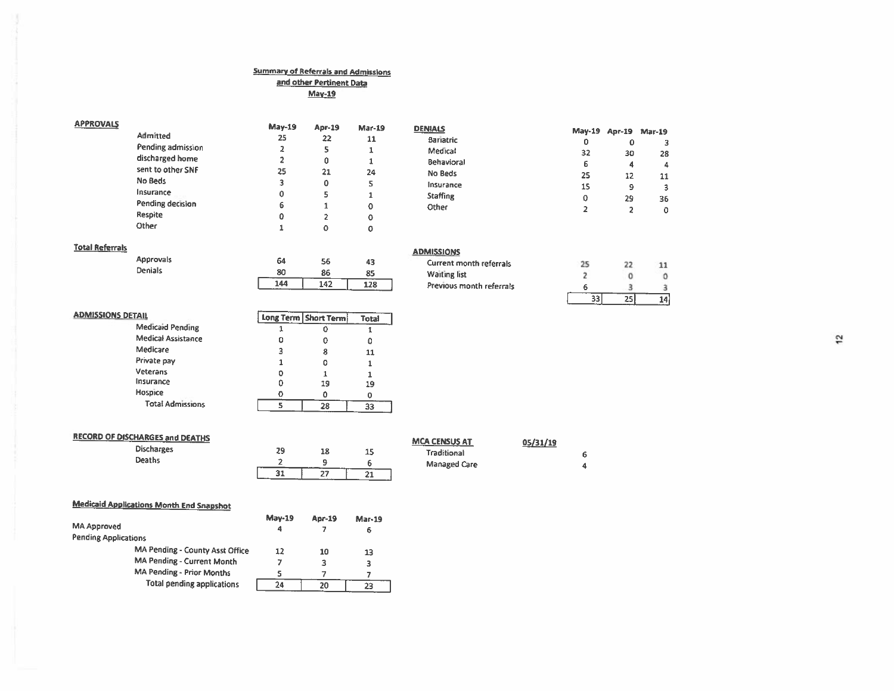# Summary of Referrals and Admissions and other Pertinent Data

## May-19

### APPROVALS

| | May-19 | Apr-19 | Mar-19 |
|---|---|---|---|
| Admitted | 25 | 22 | 11 |
| Pending admission | 2 | 5 | 1 |
| discharged home | 2 | 0 | 1 |
| sent to other SNF | 25 | 21 | 24 |
| No Beds | 3 | 0 | 5 |
| Insurance | 0 | 5 | 1 |
| Pending decision | 6 | 1 | 0 |
| Respite | 0 | 2 | 0 |
| Other | 1 | 0 | 0 |

### DENIALS

| | May-19 | Apr-19 | Mar-19 |
|---|---|---|---|
| Bariatric | 0 | 0 | 3 |
| Medical | 32 | 30 | 28 |
| Behavioral | 6 | 4 | 4 |
| No Beds | 25 | 12 | 11 |
| Insurance | 15 | 9 | 3 |
| Staffing | 0 | 29 | 36 |
| Other | 2 | 2 | 0 |

### Total Referrals

| | May-19 | Apr-19 | Mar-19 |
|---|---|---|---|
| Approvals | 64 | 56 | 43 |
| Denials | 80 | 86 | 85 |
| | 144 | 142 | 128 |

### ADMISSIONS

| | May-19 | Apr-19 | Mar-19 |
|---|---|---|---|
| Current month referrals | 25 | 22 | 11 |
| Waiting list | 2 | 0 | 0 |
| Previous month referrals | 6 | 3 | 3 |
| | 33 | 25 | 14 |

### ADMISSIONS DETAIL

| | Long Term | Short Term | Total |
|---|---|---|---|
| Medicaid Pending | 1 | 0 | 1 |
| Medical Assistance | 0 | 0 | 0 |
| Medicare | 3 | 8 | 11 |
| Private pay | 1 | 0 | 1 |
| Veterans | 0 | 1 | 1 |
| Insurance | 0 | 19 | 19 |
| Hospice | 0 | 0 | 0 |
| Total Admissions | 5 | 28 | 33 |

### RECORD OF DISCHARGES and DEATHS

| | May-19 | Apr-19 | Mar-19 |
|---|---|---|---|
| Discharges | 29 | 18 | 15 |
| Deaths | 2 | 9 | 6 |
| | 31 | 27 | 21 |

### MCA CENSUS AT 05/31/19

| | |
|---|---|
| Traditional | 6 |
| Managed Care | 4 |

### Medicaid Applications Month End Snapshot

| | May-19 | Apr-19 | Mar-19 |
|---|---|---|---|
| MA Approved | 4 | 7 | 6 |
| Pending Applications | | | |
| MA Pending - County Asst Office | 12 | 10 | 13 |
| MA Pending - Current Month | 7 | 3 | 3 |
| MA Pending - Prior Months | 5 | 7 | 7 |
| Total pending applications | 24 | 20 | 23 |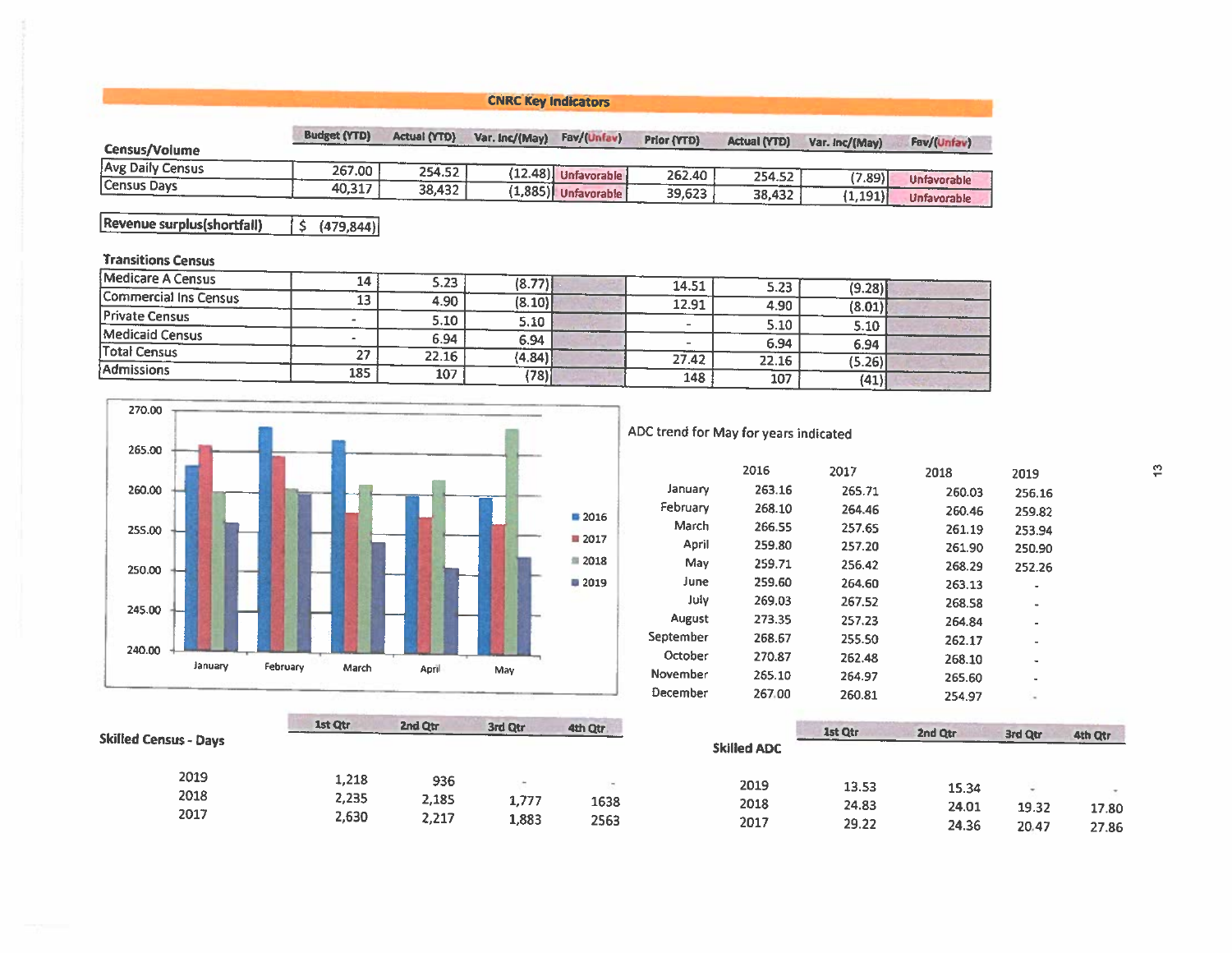## CNRC Key Indicators

| Census/Volume | Budget (YTD) | Actual (YTD) | Var. Inc/(May) | Fav/(Unfav) | Prior (YTD) | Actual (YTD) | Var. Inc/(May) | Fav/(Unfav) |
|---|---|---|---|---|---|---|---|---|
| Avg Daily Census | 267.00 | 254.52 | (12.48) | Unfavorable | 262.40 | 254.52 | (7.89) | Unfavorable |
| Census Days | 40,317 | 38,432 | (1,885) | Unfavorable | 39,623 | 38,432 | (1,191) | Unfavorable |

| Revenue surplus(shortfall) | $ (479,844) |
|---|---|

**Transitions Census**

| | Budget (YTD) | Actual (YTD) | Var. Inc/(May) | Fav/(Unfav) | Prior (YTD) | Actual (YTD) | Var. Inc/(May) | Fav/(Unfav) |
|---|---|---|---|---|---|---|---|---|
| Medicare A Census | 14 | 5.23 | (8.77) | | 14.51 | 5.23 | (9.28) | |
| Commercial Ins Census | 13 | 4.90 | (8.10) | | 12.91 | 4.90 | (8.01) | |
| Private Census | - | 5.10 | 5.10 | | - | 5.10 | 5.10 | |
| Medicaid Census | - | 6.94 | 6.94 | | - | 6.94 | 6.94 | |
| Total Census | 27 | 22.16 | (4.84) | | 27.42 | 22.16 | (5.26) | |
| Admissions | 185 | 107 | (78) | | 148 | 107 | (41) | |

ADC trend for May for years indicated

| | 2016 | 2017 | 2018 | 2019 |
|---|---|---|---|---|
| January | 263.16 | 265.71 | 260.03 | 256.16 |
| February | 268.10 | 264.46 | 260.46 | 259.82 |
| March | 266.55 | 257.65 | 261.19 | 253.94 |
| April | 259.80 | 257.20 | 261.90 | 250.90 |
| May | 259.71 | 256.42 | 268.29 | 252.26 |
| June | 259.60 | 264.60 | 263.13 | - |
| July | 269.03 | 267.52 | 268.58 | - |
| August | 273.35 | 257.23 | 264.84 | - |
| September | 268.67 | 255.50 | 262.17 | - |
| October | 270.87 | 262.48 | 268.10 | - |
| November | 265.10 | 264.97 | 265.60 | - |
| December | 267.00 | 260.81 | 254.97 | - |

**Skilled Census - Days**

| | 1st Qtr | 2nd Qtr | 3rd Qtr | 4th Qtr |
|---|---|---|---|---|
| 2019 | 1,218 | 936 | - | - |
| 2018 | 2,235 | 2,185 | 1,777 | 1638 |
| 2017 | 2,630 | 2,217 | 1,883 | 2563 |

**Skilled ADC**

| | 1st Qtr | 2nd Qtr | 3rd Qtr | 4th Qtr |
|---|---|---|---|---|
| 2019 | 13.53 | 15.34 | - | - |
| 2018 | 24.83 | 24.01 | 19.32 | 17.80 |
| 2017 | 29.22 | 24.36 | 20.47 | 27.86 |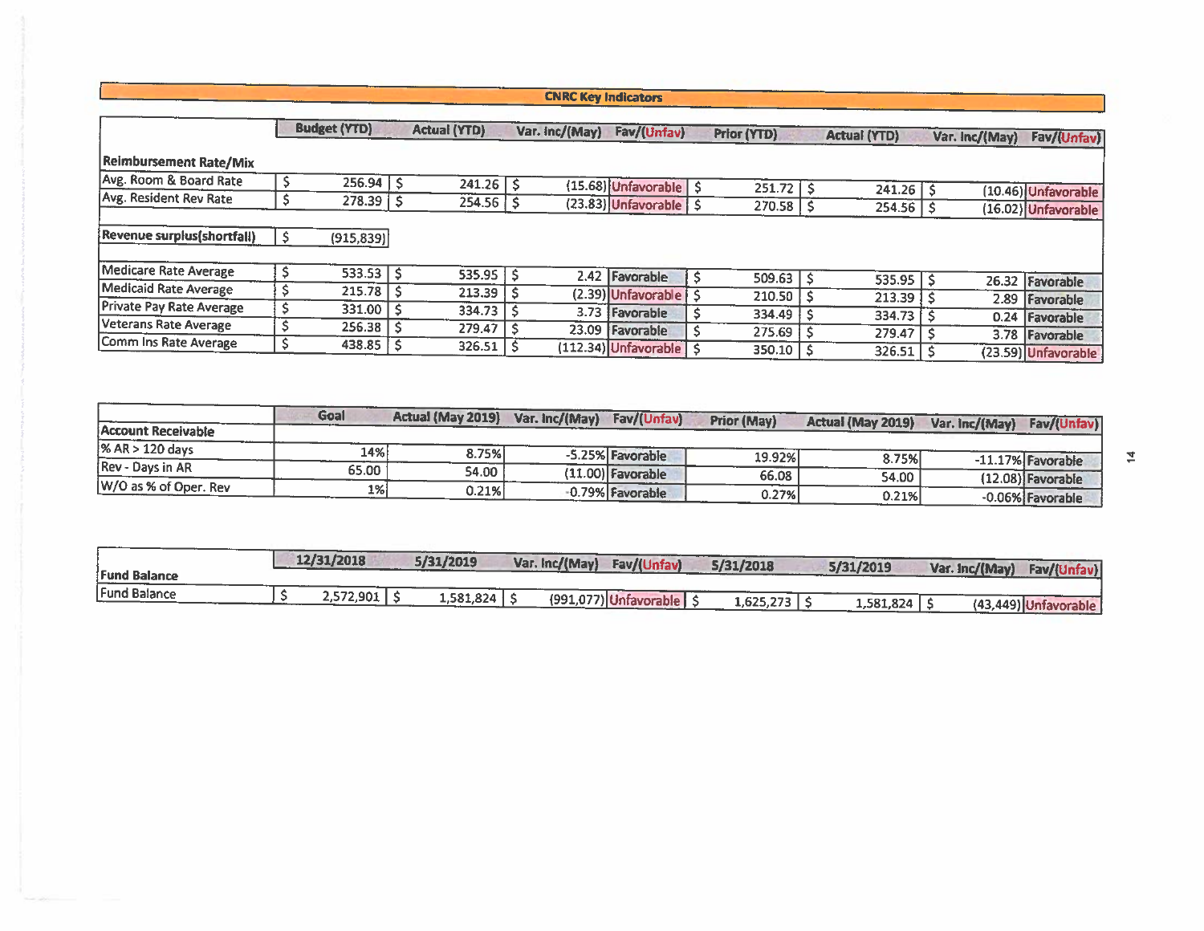# CNRC Key Indicators

| | Budget (YTD) | Actual (YTD) | Var. Inc/(May) | Fav/(Unfav) | Prior (YTD) | Actual (YTD) | Var. Inc/(May) | Fav/(Unfav) |
|---|---|---|---|---|---|---|---|---|
| **Reimbursement Rate/Mix** | | | | | | | | |
| Avg. Room & Board Rate | $ 256.94 | $ 241.26 | $ (15.68) | Unfavorable | $ 251.72 | $ 241.26 | $ (10.46) | Unfavorable |
| Avg. Resident Rev Rate | $ 278.39 | $ 254.56 | $ (23.83) | Unfavorable | $ 270.58 | $ 254.56 | $ (16.02) | Unfavorable |
| | | | | | | | | |
| **Revenue surplus(shortfall)** | $ (915,839) | | | | | | | |
| | | | | | | | | |
| Medicare Rate Average | $ 533.53 | $ 535.95 | $ 2.42 | Favorable | $ 509.63 | $ 535.95 | $ 26.32 | Favorable |
| Medicaid Rate Average | $ 215.78 | $ 213.39 | $ (2.39) | Unfavorable | $ 210.50 | $ 213.39 | $ 2.89 | Favorable |
| Private Pay Rate Average | $ 331.00 | $ 334.73 | $ 3.73 | Favorable | $ 334.49 | $ 334.73 | $ 0.24 | Favorable |
| Veterans Rate Average | $ 256.38 | $ 279.47 | $ 23.09 | Favorable | $ 275.69 | $ 279.47 | $ 3.78 | Favorable |
| Comm Ins Rate Average | $ 438.85 | $ 326.51 | $ (112.34) | Unfavorable | $ 350.10 | $ 326.51 | $ (23.59) | Unfavorable |

| | Goal | Actual (May 2019) | Var. Inc/(May) | Fav/(Unfav) | Prior (May) | Actual (May 2019) | Var. Inc/(May) | Fav/(Unfav) |
|---|---|---|---|---|---|---|---|---|
| **Account Receivable** | | | | | | | | |
| % AR > 120 days | 14% | 8.75% | -5.25% | Favorable | 19.92% | 8.75% | -11.17% | Favorable |
| Rev - Days in AR | 65.00 | 54.00 | (11.00) | Favorable | 66.08 | 54.00 | (12.08) | Favorable |
| W/O as % of Oper. Rev | 1% | 0.21% | -0.79% | Favorable | 0.27% | 0.21% | -0.06% | Favorable |

| **Fund Balance** | 12/31/2018 | 5/31/2019 | Var. Inc/(May) | Fav/(Unfav) | 5/31/2018 | 5/31/2019 | Var. Inc/(May) | Fav/(Unfav) |
|---|---|---|---|---|---|---|---|---|
| Fund Balance | $ 2,572,901 | $ 1,581,824 | $ (991,077) | Unfavorable | $ 1,625,273 | $ 1,581,824 | $ (43,449) | Unfavorable |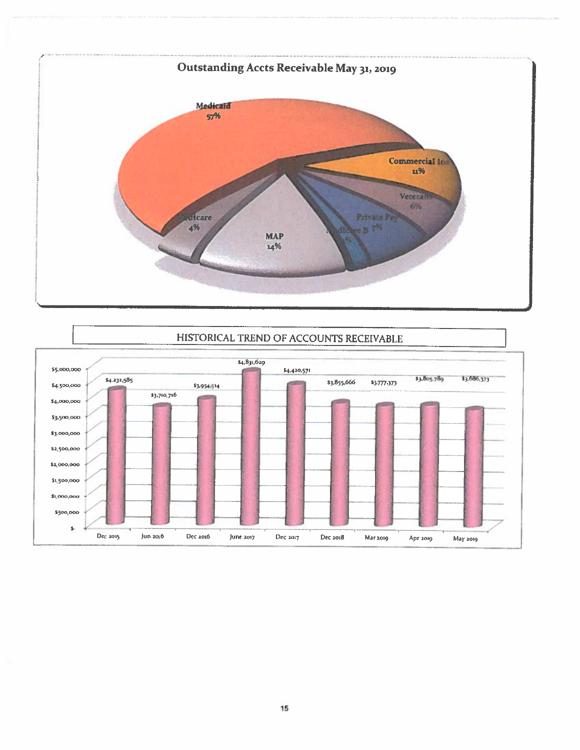## Outstanding Accts Receivable May 31, 2019

| Payer | Percentage |
|---|---|
| Medicaid | 57% |
| Commercial Ins | 11% |
| Veterans | 6% |
| Private Pay | 7% |
| Medicare B | 1% |
| MAP | 14% |
| Medicare | 4% |

## HISTORICAL TREND OF ACCOUNTS RECEIVABLE

| Period | Accounts Receivable |
|---|---|
| Dec 2015 | $4,232,585 |
| Jun 2016 | $3,710,716 |
| Dec 2016 | $3,954,514 |
| June 2017 | $4,831,629 |
| Dec 2017 | $4,420,571 |
| Dec 2018 | $3,855,666 |
| Mar 2019 | $3,777,373 |
| Apr 2019 | $3,805,789 |
| May 2019 | $3,686,373 |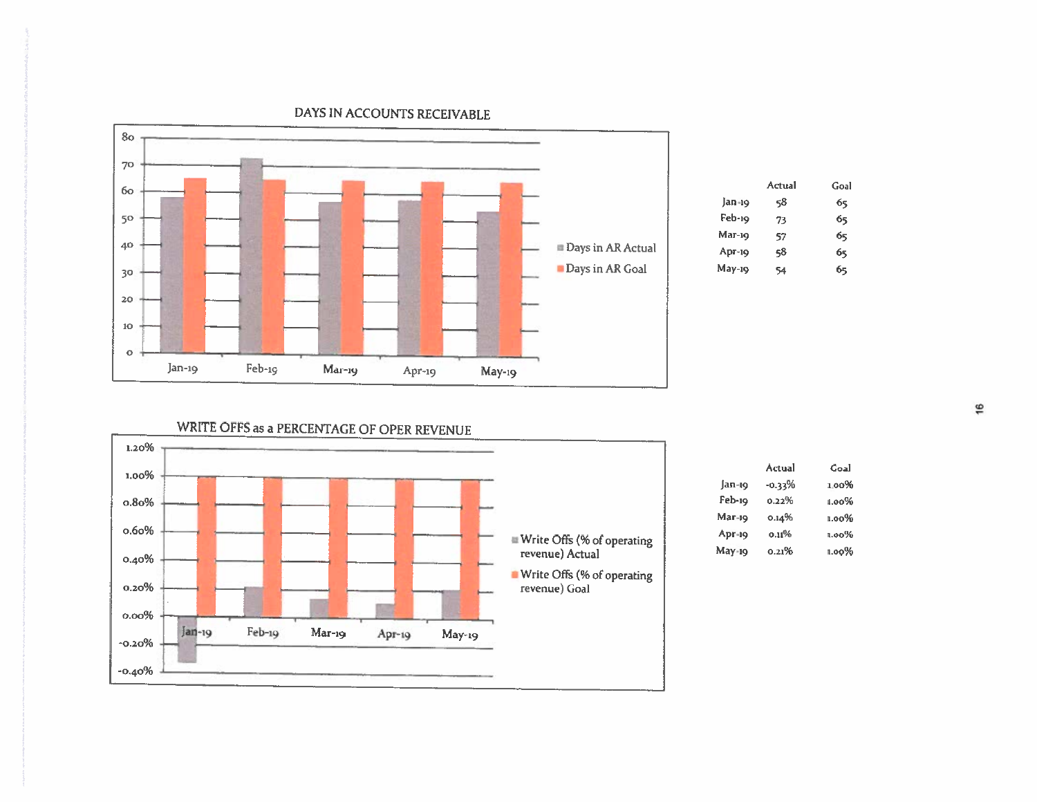## DAYS IN ACCOUNTS RECEIVABLE

| | Actual | Goal |
|---|---|---|
| Jan-19 | 58 | 65 |
| Feb-19 | 73 | 65 |
| Mar-19 | 57 | 65 |
| Apr-19 | 58 | 65 |
| May-19 | 54 | 65 |

## WRITE OFFS as a PERCENTAGE OF OPER REVENUE

| | Actual | Goal |
|---|---|---|
| Jan-19 | -0.33% | 1.00% |
| Feb-19 | 0.22% | 1.00% |
| Mar-19 | 0.14% | 1.00% |
| Apr-19 | 0.11% | 1.00% |
| May-19 | 0.21% | 1.09% |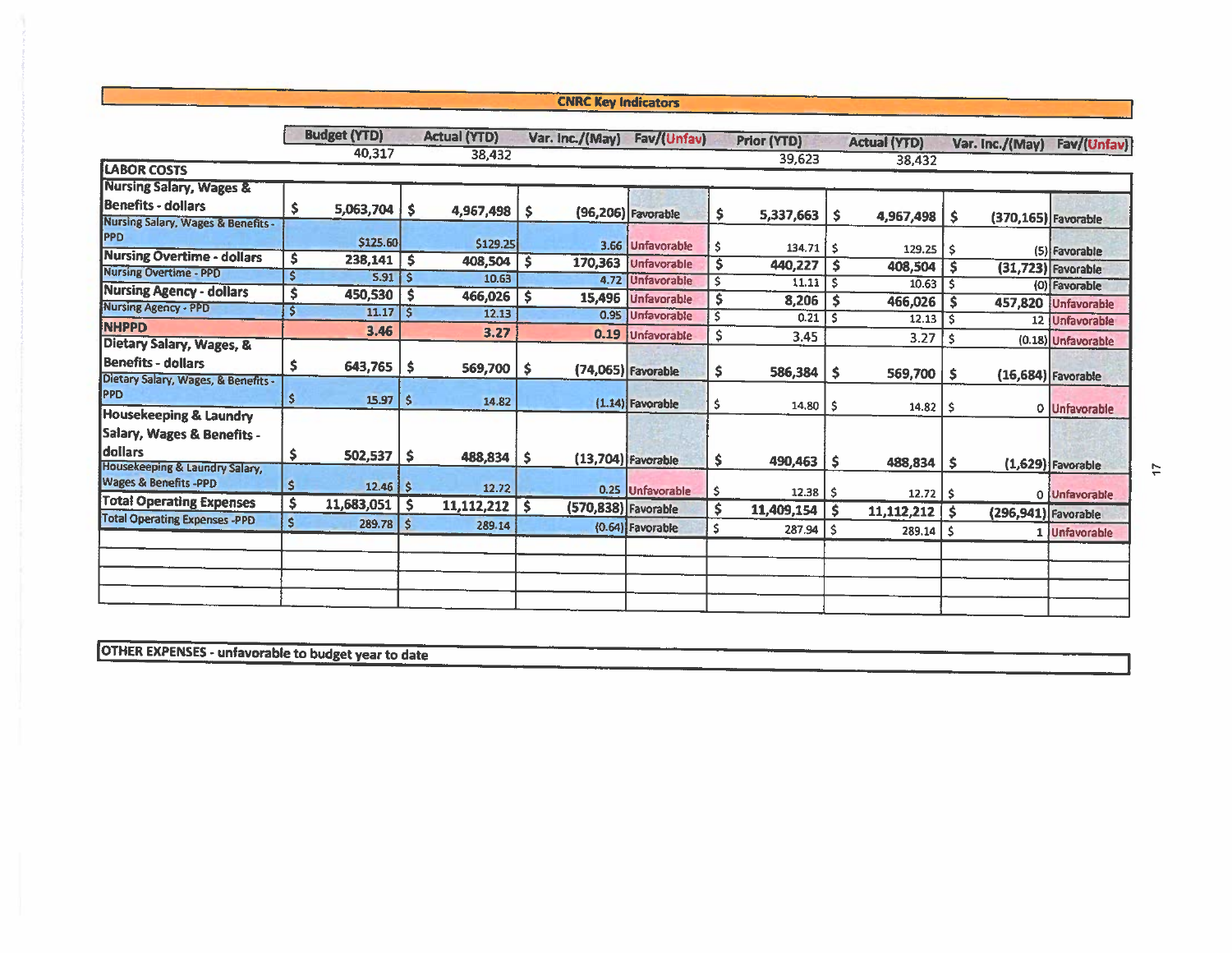## CNRC Key Indicators

| | Budget (YTD) | Actual (YTD) | Var. Inc./(May) | Fav/(Unfav) | Prior (YTD) | Actual (YTD) | Var. Inc./(May) | Fav/(Unfav) |
|---|---|---|---|---|---|---|---|---|
| | 40,317 | 38,432 | | | 39,623 | 38,432 | | |
| **LABOR COSTS** | | | | | | | | |
| Nursing Salary, Wages & Benefits - dollars | $ 5,063,704 | $ 4,967,498 | $ (96,206) | Favorable | $ 5,337,663 | $ 4,967,498 | $ (370,165) | Favorable |
| Nursing Salary, Wages & Benefits - PPD | $125.60 | $129.25 | 3.66 | Unfavorable | $ 134.71 | $ 129.25 | $ (5) | Favorable |
| Nursing Overtime - dollars | $ 238,141 | $ 408,504 | $ 170,363 | Unfavorable | $ 440,227 | $ 408,504 | $ (31,723) | Favorable |
| Nursing Overtime - PPD | $ 5.91 | $ 10.63 | 4.72 | Unfavorable | $ 11.11 | $ 10.63 | $ (0) | Favorable |
| Nursing Agency - dollars | $ 450,530 | $ 466,026 | $ 15,496 | Unfavorable | $ 8,206 | $ 466,026 | $ 457,820 | Unfavorable |
| Nursing Agency - PPD | $ 11.17 | $ 12.13 | 0.95 | Unfavorable | $ 0.21 | $ 12.13 | $ 12 | Unfavorable |
| NHPPD | 3.46 | 3.27 | 0.19 | Unfavorable | $ 3.45 | 3.27 | $ (0.18) | Unfavorable |
| Dietary Salary, Wages, & Benefits - dollars | $ 643,765 | $ 569,700 | $ (74,065) | Favorable | $ 586,384 | $ 569,700 | $ (16,684) | Favorable |
| Dietary Salary, Wages, & Benefits - PPD | $ 15.97 | $ 14.82 | (1.14) | Favorable | $ 14.80 | $ 14.82 | $ 0 | Unfavorable |
| Housekeeping & Laundry Salary, Wages & Benefits - dollars | $ 502,537 | $ 488,834 | $ (13,704) | Favorable | $ 490,463 | $ 488,834 | $ (1,629) | Favorable |
| Housekeeping & Laundry Salary, Wages & Benefits -PPD | $ 12.46 | $ 12.72 | 0.25 | Unfavorable | $ 12.38 | $ 12.72 | $ 0 | Unfavorable |
| Total Operating Expenses | $ 11,683,051 | $ 11,112,212 | $ (570,838) | Favorable | $ 11,409,154 | $ 11,112,212 | $ (296,941) | Favorable |
| Total Operating Expenses -PPD | $ 289.78 | $ 289.14 | (0.64) | Favorable | $ 287.94 | $ 289.14 | $ 1 | Unfavorable |
| | | | | | | | | |
| | | | | | | | | |
| | | | | | | | | |
| | | | | | | | | |

**OTHER EXPENSES - unfavorable to budget year to date**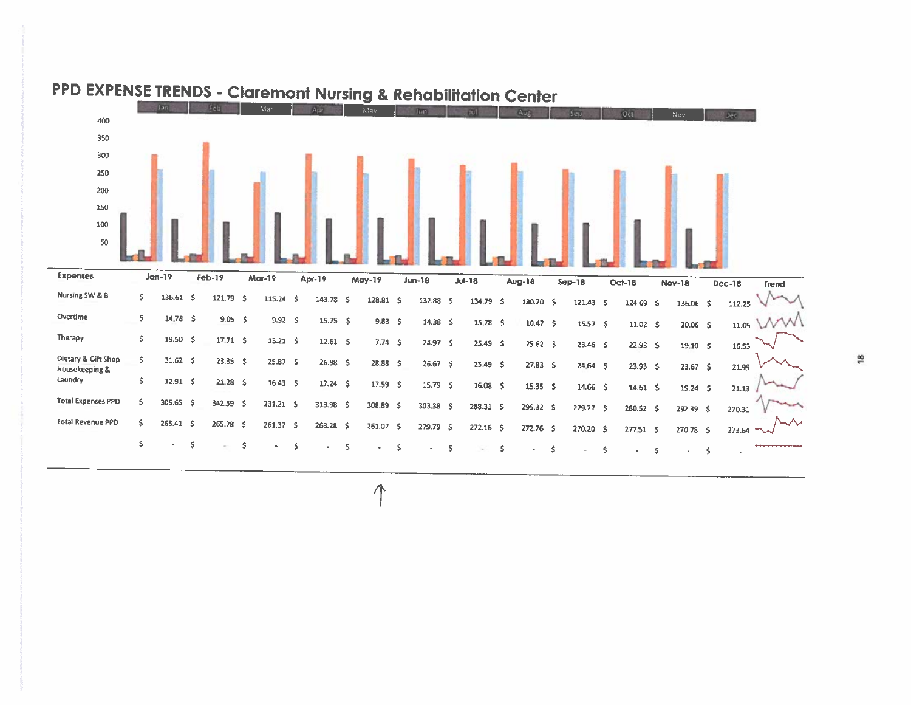# PPD EXPENSE TRENDS - Claremont Nursing & Rehabilitation Center

| Expenses | Jan-19 | Feb-19 | Mar-19 | Apr-19 | May-19 | Jun-18 | Jul-18 | Aug-18 | Sep-18 | Oct-18 | Nov-18 | Dec-18 | Trend |
|---|---|---|---|---|---|---|---|---|---|---|---|---|---|
| Nursing SW & B | $ 136.61 | $ 121.79 | $ 115.24 | $ 143.78 | $ 128.81 | $ 132.88 | $ 134.79 | $ 130.20 | $ 121.43 | $ 124.69 | $ 136.06 | $ 112.25 | |
| Overtime | $ 14.78 | $ 9.05 | $ 9.92 | $ 15.75 | $ 9.83 | $ 14.38 | $ 15.78 | $ 10.47 | $ 15.57 | $ 11.02 | $ 20.06 | $ 11.05 | |
| Therapy | $ 19.50 | $ 17.71 | $ 13.21 | $ 12.61 | $ 7.74 | $ 24.97 | $ 25.49 | $ 25.62 | $ 23.46 | $ 22.93 | $ 19.10 | $ 16.53 | |
| Dietary & Gift Shop | $ 31.62 | $ 23.35 | $ 25.87 | $ 26.98 | $ 28.88 | $ 26.67 | $ 25.49 | $ 27.83 | $ 24.64 | $ 23.93 | $ 23.67 | $ 21.99 | |
| Housekeeping & Laundry | $ 12.91 | $ 21.28 | $ 16.43 | $ 17.24 | $ 17.59 | $ 15.79 | $ 16.08 | $ 15.35 | $ 14.66 | $ 14.61 | $ 19.24 | $ 21.13 | |
| Total Expenses PPD | $ 305.65 | $ 342.59 | $ 231.21 | $ 313.98 | $ 308.89 | $ 303.38 | $ 288.31 | $ 295.32 | $ 279.27 | $ 280.52 | $ 292.39 | $ 270.31 | |
| Total Revenue PPD | $ 265.41 | $ 265.78 | $ 261.37 | $ 263.28 | $ 261.07 | $ 279.79 | $ 272.16 | $ 272.76 | $ 270.20 | $ 277.51 | $ 270.78 | $ 273.64 | |
| | $ - | $ - | $ - | $ - | $ - | $ - | $ - | $ - | $ - | $ - | $ - | $ - | |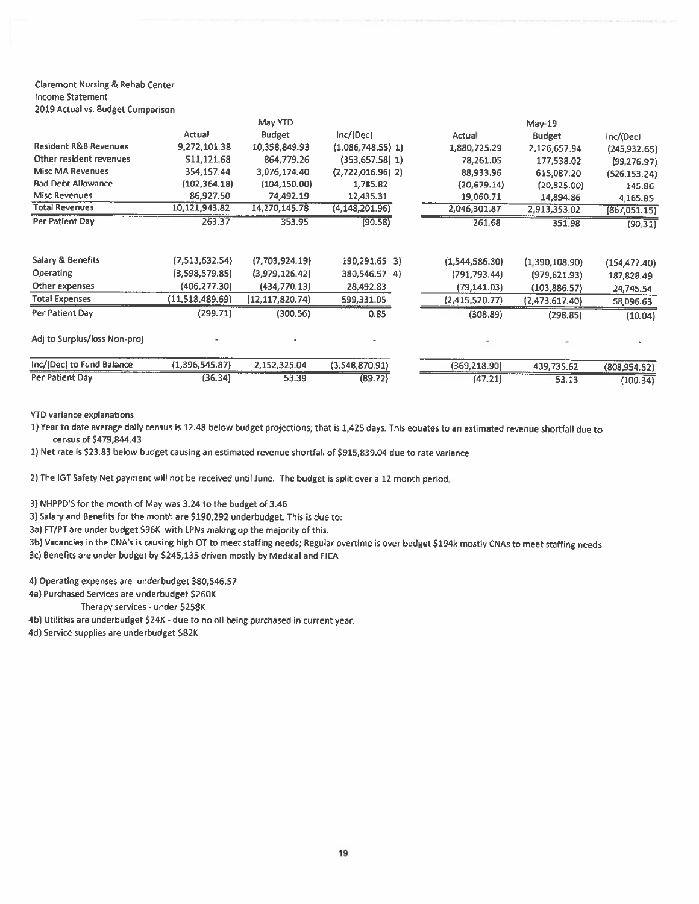Claremont Nursing & Rehab Center
Income Statement
2019 Actual vs. Budget Comparison

| | May YTD | | | May-19 | | |
|---|---|---|---|---|---|---|
| | Actual | Budget | Inc/(Dec) | Actual | Budget | Inc/(Dec) |
| Resident R&B Revenues | 9,272,101.38 | 10,358,849.93 | (1,086,748.55) 1) | 1,880,725.29 | 2,126,657.94 | (245,932.65) |
| Other resident revenues | 511,121.68 | 864,779.26 | (353,657.58) 1) | 78,261.05 | 177,538.02 | (99,276.97) |
| Misc MA Revenues | 354,157.44 | 3,076,174.40 | (2,722,016.96) 2) | 88,933.96 | 615,087.20 | (526,153.24) |
| Bad Debt Allowance | (102,364.18) | (104,150.00) | 1,785.82 | (20,679.14) | (20,825.00) | 145.86 |
| Misc Revenues | 86,927.50 | 74,492.19 | 12,435.31 | 19,060.71 | 14,894.86 | 4,165.85 |
| Total Revenues | 10,121,943.82 | 14,270,145.78 | (4,148,201.96) | 2,046,301.87 | 2,913,353.02 | (867,051.15) |
| Per Patient Day | 263.37 | 353.95 | (90.58) | 261.68 | 351.98 | (90.31) |
| | | | | | | |
| Salary & Benefits | (7,513,632.54) | (7,703,924.19) | 190,291.65 3) | (1,544,586.30) | (1,390,108.90) | (154,477.40) |
| Operating | (3,598,579.85) | (3,979,126.42) | 380,546.57 4) | (791,793.44) | (979,621.93) | 187,828.49 |
| Other expenses | (406,277.30) | (434,770.13) | 28,492.83 | (79,141.03) | (103,886.57) | 24,745.54 |
| Total Expenses | (11,518,489.69) | (12,117,820.74) | 599,331.05 | (2,415,520.77) | (2,473,617.40) | 58,096.63 |
| Per Patient Day | (299.71) | (300.56) | 0.85 | (308.89) | (298.85) | (10.04) |
| | | | | | | |
| Adj to Surplus/loss Non-proj | - | - | - | - | - | - |
| | | | | | | |
| Inc/(Dec) to Fund Balance | (1,396,545.87) | 2,152,325.04 | (3,548,870.91) | (369,218.90) | 439,735.62 | (808,954.52) |
| Per Patient Day | (36.34) | 53.39 | (89.72) | (47.21) | 53.13 | (100.34) |

YTD variance explanations

1) Year to date average daily census is 12.48 below budget projections; that is 1,425 days. This equates to an estimated revenue shortfall due to census of $479,844.43

1) Net rate is $23.83 below budget causing an estimated revenue shortfall of $915,839.04 due to rate variance

2) The IGT Safety Net payment will not be received until June. The budget is split over a 12 month period.

3) NHPPD'S for the month of May was 3.24 to the budget of 3.46

3) Salary and Benefits for the month are $190,292 underbudget. This is due to:

3a) FT/PT are under budget $96K with LPNs making up the majority of this.

3b) Vacancies in the CNA's is causing high OT to meet staffing needs; Regular overtime is over budget $194k mostly CNAs to meet staffing needs

3c) Benefits are under budget by $245,135 driven mostly by Medical and FICA

4) Operating expenses are underbudget 380,546.57

4a) Purchased Services are underbudget $260K

Therapy services - under $258K

4b) Utilities are underbudget $24K - due to no oil being purchased in current year.

4d) Service supplies are underbudget $82K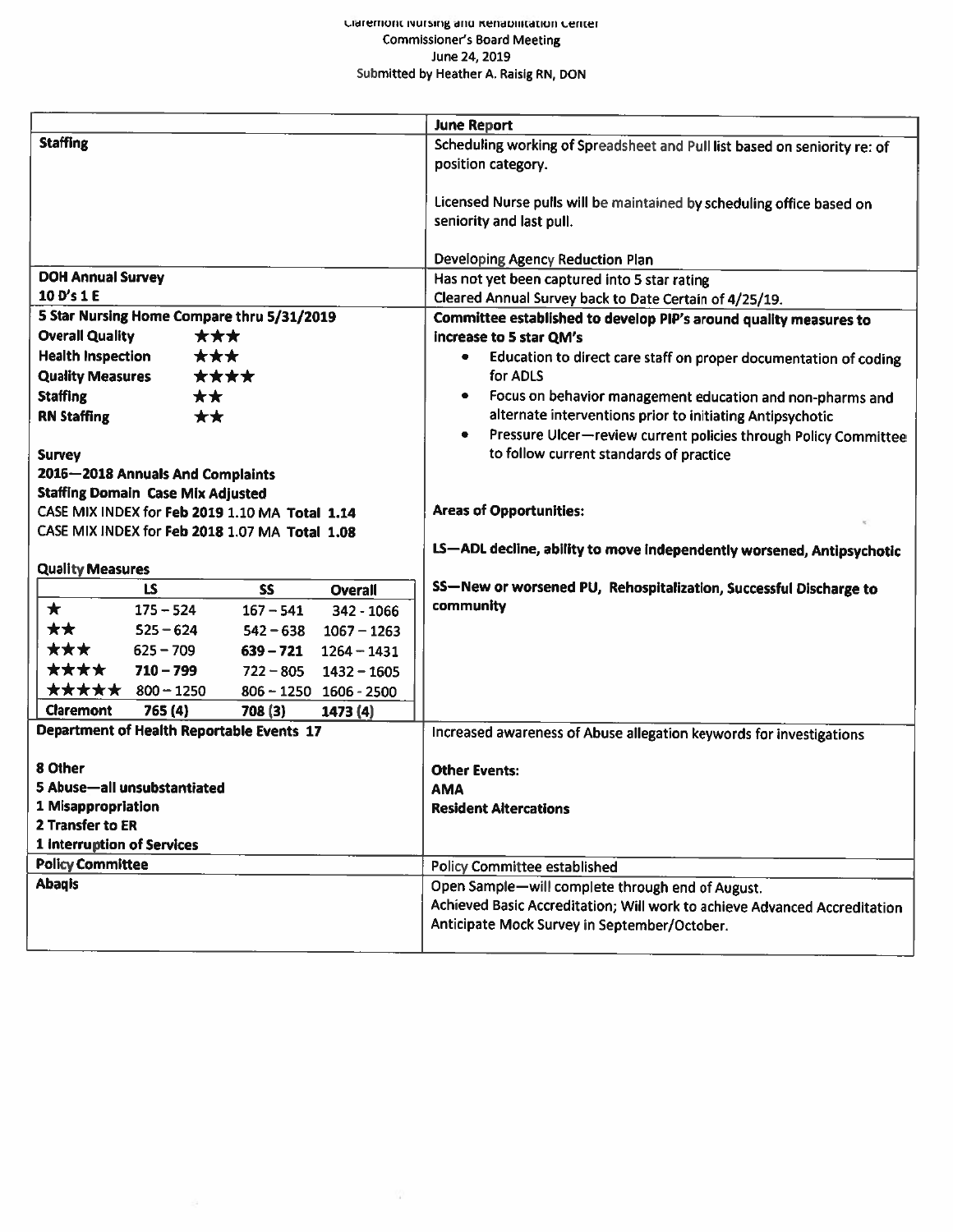Claremont Nursing and Rehabilitation Center
Commissioner's Board Meeting
June 24, 2019
Submitted by Heather A. Raisig RN, DON

| | June Report |
|---|---|
| **Staffing** | Scheduling working of Spreadsheet and Pull list based on seniority re: of position category.<br><br>Licensed Nurse pulls will be maintained by scheduling office based on seniority and last pull.<br><br>Developing Agency Reduction Plan |
| **DOH Annual Survey**<br>**10 D's 1 E** | Has not yet been captured into 5 star rating<br>Cleared Annual Survey back to Date Certain of 4/25/19. |
| **5 Star Nursing Home Compare thru 5/31/2019**<br>**Overall Quality** ★★★<br>**Health Inspection** ★★★<br>**Quality Measures** ★★★★<br>**Staffing** ★★<br>**RN Staffing** ★★<br><br>**Survey**<br>**2016—2018 Annuals And Complaints**<br>**Staffing Domain Case Mix Adjusted**<br>CASE MIX INDEX for **Feb 2019** 1.10 MA **Total 1.14**<br>CASE MIX INDEX for **Feb 2018** 1.07 MA **Total 1.08**<br><br>**Quality Measures**<br>(see table below) | **Committee established to develop PIP's around quality measures to increase to 5 star QM's**<br>• Education to direct care staff on proper documentation of coding for ADLS<br>• Focus on behavior management education and non-pharms and alternate interventions prior to initiating Antipsychotic<br>• Pressure Ulcer—review current policies through Policy Committee to follow current standards of practice<br><br>**Areas of Opportunities:**<br><br>**LS—ADL decline, ability to move independently worsened, Antipsychotic**<br><br>**SS—New or worsened PU, Rehospitalization, Successful Discharge to community** |
| **Department of Health Reportable Events 17**<br><br>**8 Other**<br>**5 Abuse—all unsubstantiated**<br>**1 Misappropriation**<br>**2 Transfer to ER**<br>**1 Interruption of Services** | Increased awareness of Abuse allegation keywords for investigations<br><br>**Other Events:**<br>**AMA**<br>**Resident Altercations** |
| **Policy Committee** | Policy Committee established |
| **Abaqis** | Open Sample—will complete through end of August.<br>Achieved Basic Accreditation; Will work to achieve Advanced Accreditation<br>Anticipate Mock Survey in September/October. |

**Quality Measures**

| | LS | SS | Overall |
|---|---|---|---|
| ★ | 175 – 524 | 167 – 541 | 342 - 1066 |
| ★★ | 525 – 624 | 542 – 638 | 1067 – 1263 |
| ★★★ | 625 – 709 | **639 – 721** | 1264 – 1431 |
| ★★★★ | **710 – 799** | 722 – 805 | **1432 – 1605** |
| ★★★★★ | 800 – 1250 | 806 – 1250 | 1606 - 2500 |
| **Claremont** | **765 (4)** | **708 (3)** | **1473 (4)** |